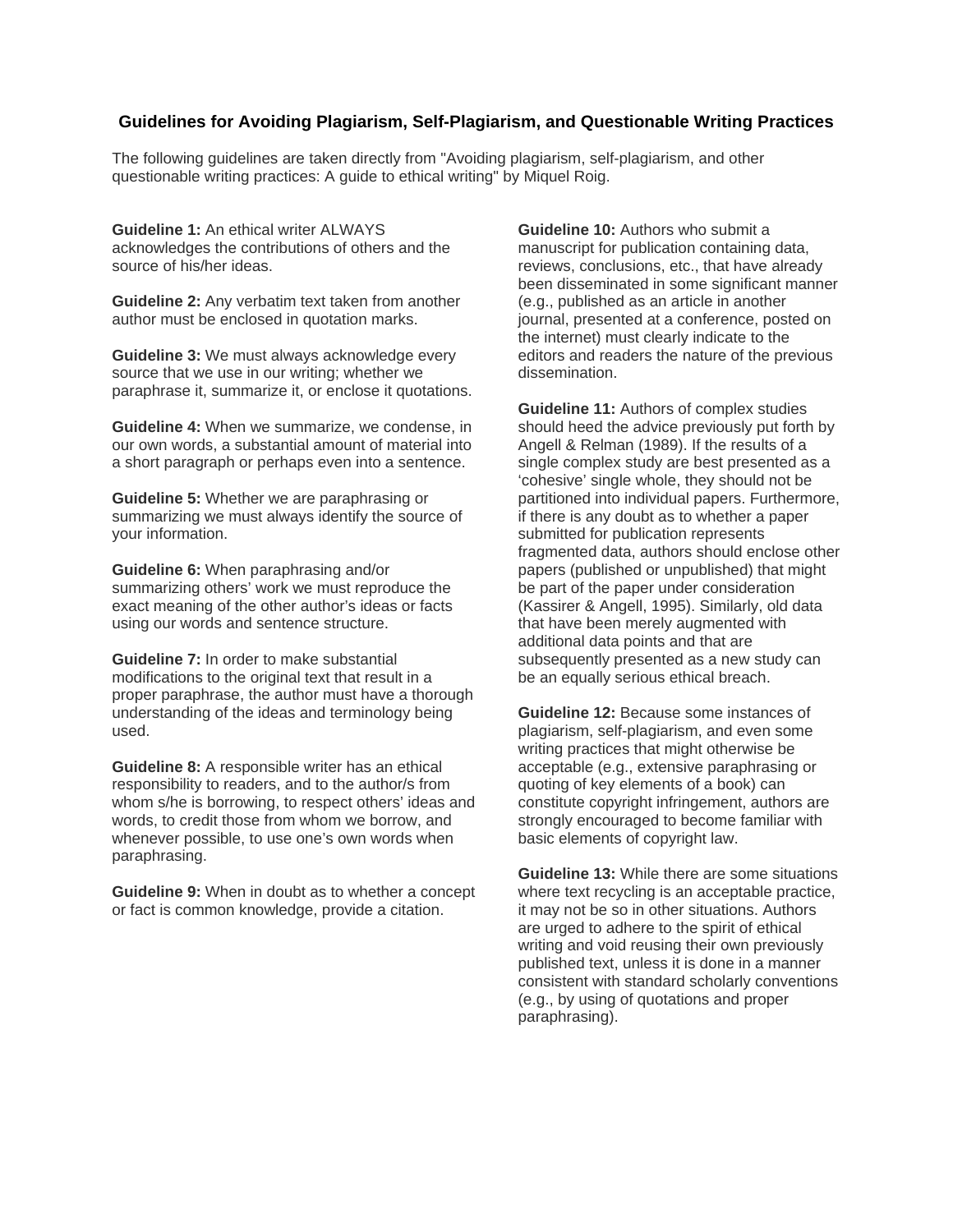# Guidelines for Avoiding Plagiarism, Self-Plagiarism, and Questionable Writing Practices

The following guidelines are taken directly from "Avoiding plagiarism, self-plagiarism, and other questionable writing practices: A guide to ethical writing" by Miquel Roig.

**Guideline 1:** An ethical writer ALWAYS acknowledges the contributions of others and the source of his/her ideas.

**Guideline 2:** Any verbatim text taken from another author must be enclosed in quotation marks.

**Guideline 3:** We must always acknowledge every source that we use in our writing; whether we paraphrase it, summarize it, or enclose it quotations.

**Guideline 4:** When we summarize, we condense, in our own words, a substantial amount of material into a short paragraph or perhaps even into a sentence.

**Guideline 5:** Whether we are paraphrasing or summarizing we must always identify the source of your information.

**Guideline 6:** When paraphrasing and/or summarizing others' work we must reproduce the exact meaning of the other author's ideas or facts using our words and sentence structure.

**Guideline 7:** In order to make substantial modifications to the original text that result in a proper paraphrase, the author must have a thorough understanding of the ideas and terminology being used.

**Guideline 8:** A responsible writer has an ethical responsibility to readers, and to the author/s from whom s/he is borrowing, to respect others' ideas and words, to credit those from whom we borrow, and whenever possible, to use one's own words when paraphrasing.

**Guideline 9:** When in doubt as to whether a concept or fact is common knowledge, provide a citation.

**Guideline 10:** Authors who submit a manuscript for publication containing data, reviews, conclusions, etc., that have already been disseminated in some significant manner (e.g., published as an article in another journal, presented at a conference, posted on the internet) must clearly indicate to the editors and readers the nature of the previous dissemination.

**Guideline 11:** Authors of complex studies should heed the advice previously put forth by Angell & Relman (1989). If the results of a single complex study are best presented as a 'cohesive' single whole, they should not be partitioned into individual papers. Furthermore, if there is any doubt as to whether a paper submitted for publication represents fragmented data, authors should enclose other papers (published or unpublished) that might be part of the paper under consideration (Kassirer & Angell, 1995). Similarly, old data that have been merely augmented with additional data points and that are subsequently presented as a new study can be an equally serious ethical breach.

**Guideline 12:** Because some instances of plagiarism, self-plagiarism, and even some writing practices that might otherwise be acceptable (e.g., extensive paraphrasing or quoting of key elements of a book) can constitute copyright infringement, authors are strongly encouraged to become familiar with basic elements of copyright law.

**Guideline 13:** While there are some situations where text recycling is an acceptable practice, it may not be so in other situations. Authors are urged to adhere to the spirit of ethical writing and void reusing their own previously published text, unless it is done in a manner consistent with standard scholarly conventions (e.g., by using of quotations and proper paraphrasing).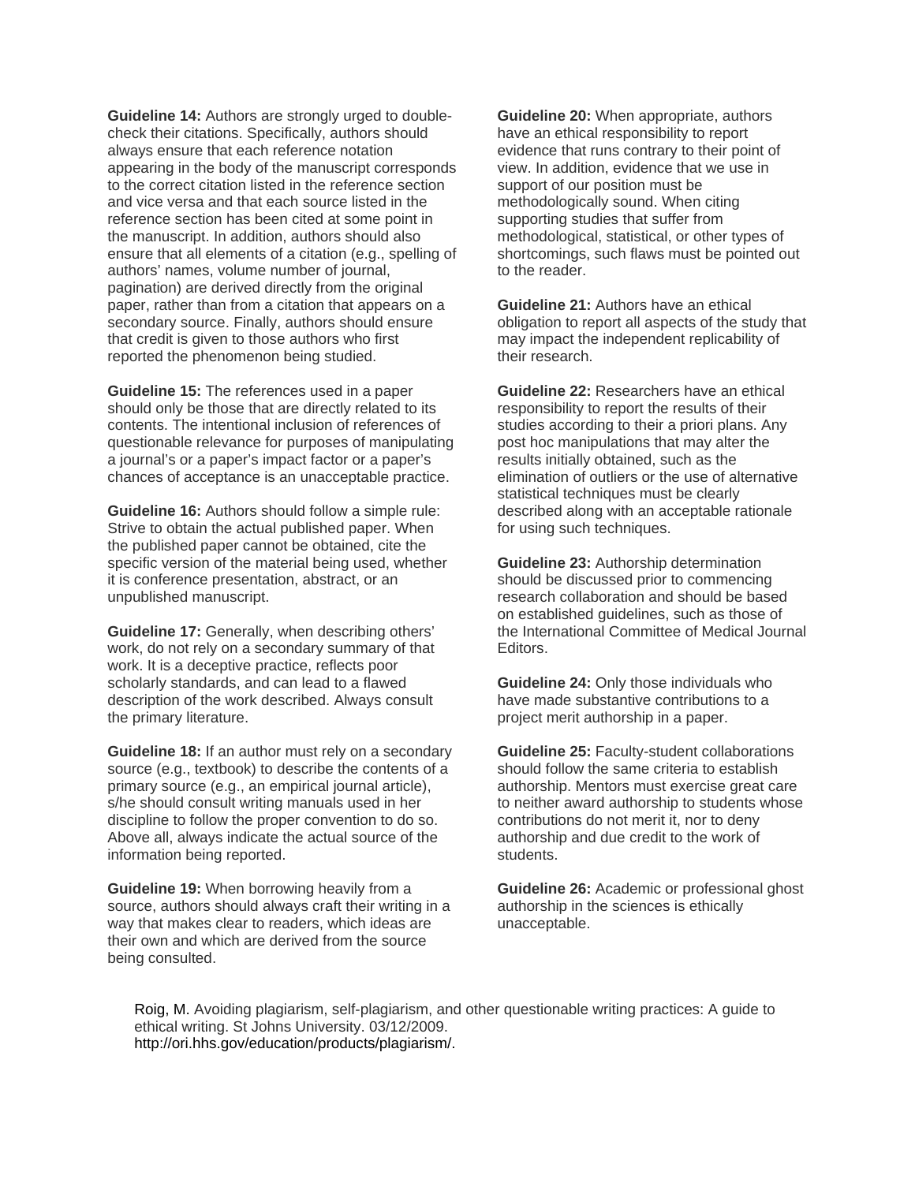**Guideline 14:** Authors are strongly urged to double-check their citations. Specifically, authors should always ensure that each reference notation appearing in the body of the manuscript corresponds to the correct citation listed in the reference section and vice versa and that each source listed in the reference section has been cited at some point in the manuscript. In addition, authors should also ensure that all elements of a citation (e.g., spelling of authors' names, volume number of journal, pagination) are derived directly from the original paper, rather than from a citation that appears on a secondary source. Finally, authors should ensure that credit is given to those authors who first reported the phenomenon being studied.

**Guideline 15:** The references used in a paper should only be those that are directly related to its contents. The intentional inclusion of references of questionable relevance for purposes of manipulating a journal's or a paper's impact factor or a paper's chances of acceptance is an unacceptable practice.

**Guideline 16:** Authors should follow a simple rule: Strive to obtain the actual published paper. When the published paper cannot be obtained, cite the specific version of the material being used, whether it is conference presentation, abstract, or an unpublished manuscript.

**Guideline 17:** Generally, when describing others' work, do not rely on a secondary summary of that work. It is a deceptive practice, reflects poor scholarly standards, and can lead to a flawed description of the work described. Always consult the primary literature.

**Guideline 18:** If an author must rely on a secondary source (e.g., textbook) to describe the contents of a primary source (e.g., an empirical journal article), s/he should consult writing manuals used in her discipline to follow the proper convention to do so. Above all, always indicate the actual source of the information being reported.

**Guideline 19:** When borrowing heavily from a source, authors should always craft their writing in a way that makes clear to readers, which ideas are their own and which are derived from the source being consulted.

**Guideline 20:** When appropriate, authors have an ethical responsibility to report evidence that runs contrary to their point of view. In addition, evidence that we use in support of our position must be methodologically sound. When citing supporting studies that suffer from methodological, statistical, or other types of shortcomings, such flaws must be pointed out to the reader.

**Guideline 21:** Authors have an ethical obligation to report all aspects of the study that may impact the independent replicability of their research.

**Guideline 22:** Researchers have an ethical responsibility to report the results of their studies according to their a priori plans. Any post hoc manipulations that may alter the results initially obtained, such as the elimination of outliers or the use of alternative statistical techniques must be clearly described along with an acceptable rationale for using such techniques.

**Guideline 23:** Authorship determination should be discussed prior to commencing research collaboration and should be based on established guidelines, such as those of the International Committee of Medical Journal Editors.

**Guideline 24:** Only those individuals who have made substantive contributions to a project merit authorship in a paper.

**Guideline 25:** Faculty-student collaborations should follow the same criteria to establish authorship. Mentors must exercise great care to neither award authorship to students whose contributions do not merit it, nor to deny authorship and due credit to the work of students.

**Guideline 26:** Academic or professional ghost authorship in the sciences is ethically unacceptable.

Roig, M. Avoiding plagiarism, self-plagiarism, and other questionable writing practices: A guide to ethical writing. St Johns University. 03/12/2009. http://ori.hhs.gov/education/products/plagiarism/.